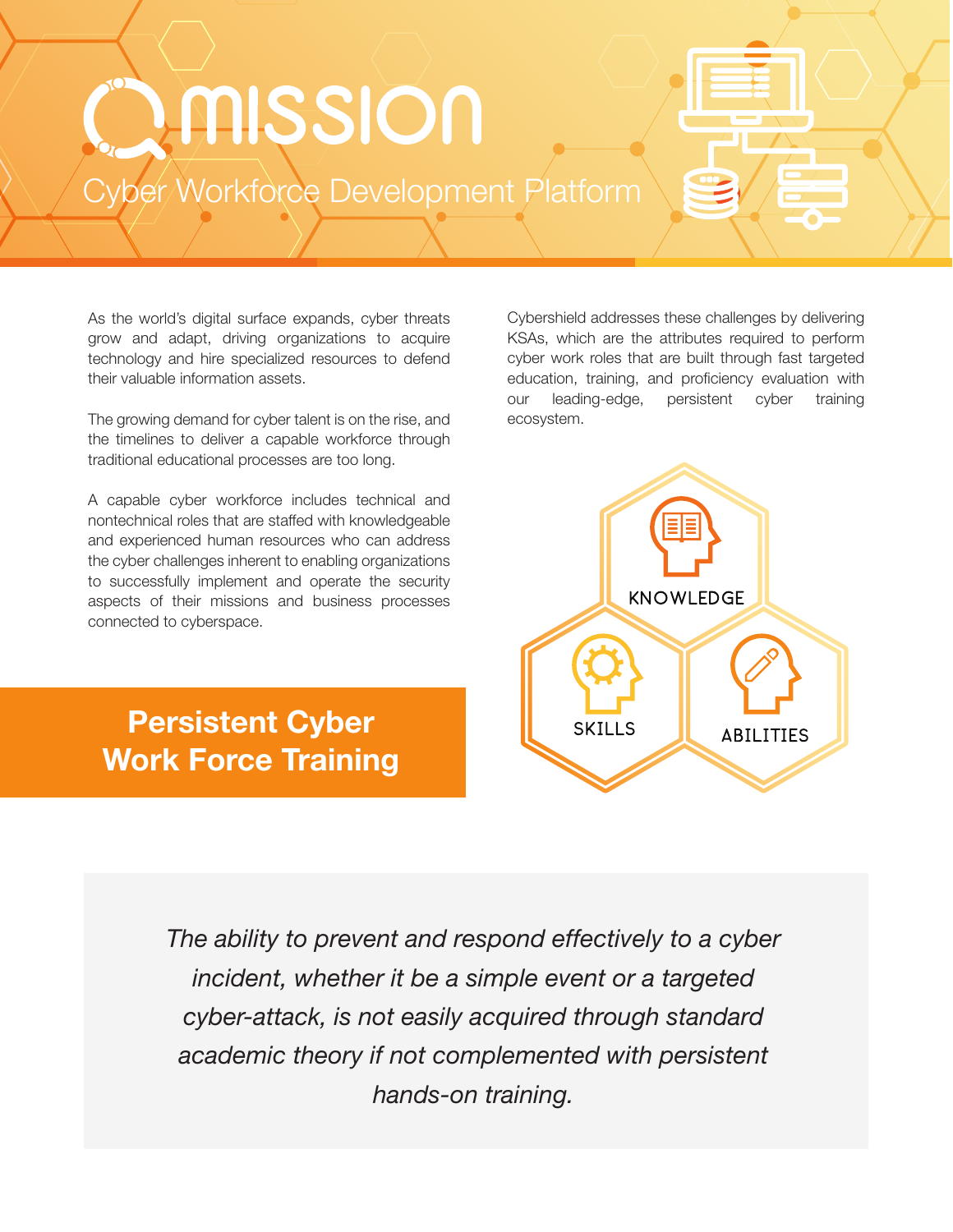# MISSION

## Cyber Workforce Development Platform

As the world's digital surface expands, cyber threats grow and adapt, driving organizations to acquire technology and hire specialized resources to defend their valuable information assets.

The growing demand for cyber talent is on the rise, and the timelines to deliver a capable workforce through traditional educational processes are too long.

A capable cyber workforce includes technical and nontechnical roles that are staffed with knowledgeable and experienced human resources who can address the cyber challenges inherent to enabling organizations to successfully implement and operate the security aspects of their missions and business processes connected to cyberspace.

## Persistent Cyber Work Force Training

Cybershield addresses these challenges by delivering KSAs, which are the attributes required to perform cyber work roles that are built through fast targeted education, training, and proficiency evaluation with our leading-edge, persistent cyber training ecosystem.

KNOWLEDGE

SKILLS

ABILITIES

*The ability to prevent and respond effectively to a cyber incident, whether it be a simple event or a targeted cyber-attack, is not easily acquired through standard academic theory if not complemented with persistent hands-on training.*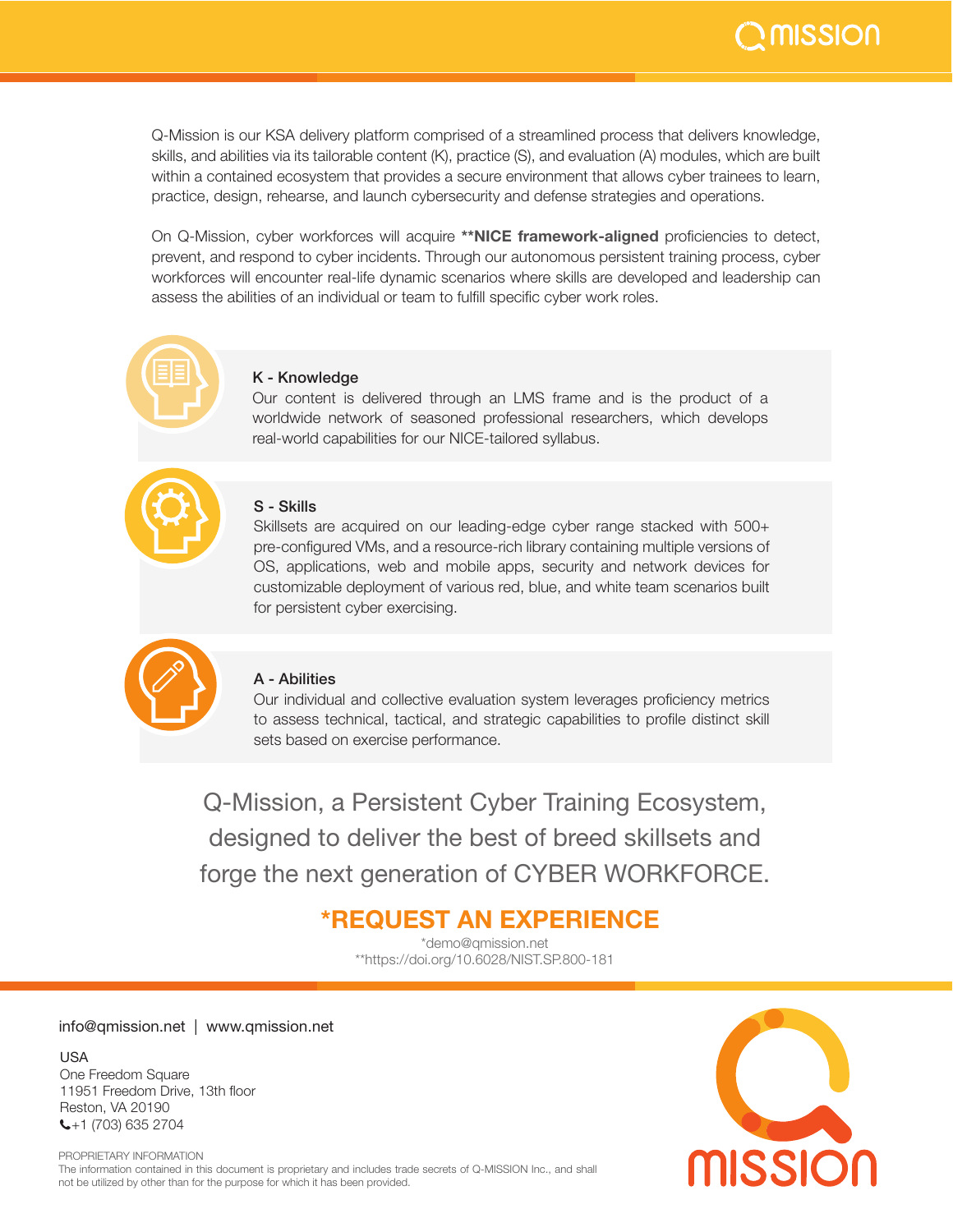Q-Mission is our KSA delivery platform comprised of a streamlined process that delivers knowledge, skills, and abilities via its tailorable content (K), practice (S), and evaluation (A) modules, which are built within a contained ecosystem that provides a secure environment that allows cyber trainees to learn, practice, design, rehearse, and launch cybersecurity and defense strategies and operations.

On Q-Mission, cyber workforces will acquire **\*\*NICE framework-aligned** proficiencies to detect, prevent, and respond to cyber incidents. Through our autonomous persistent training process, cyber workforces will encounter real-life dynamic scenarios where skills are developed and leadership can assess the abilities of an individual or team to fulfill specific cyber work roles.

### K - Knowledge

Our content is delivered through an LMS frame and is the product of a worldwide network of seasoned professional researchers, which develops real-world capabilities for our NICE-tailored syllabus.

### S - Skills

Skillsets are acquired on our leading-edge cyber range stacked with 500+ pre-configured VMs, and a resource-rich library containing multiple versions of OS, applications, web and mobile apps, security and network devices for customizable deployment of various red, blue, and white team scenarios built for persistent cyber exercising.

### A - Abilities

Our individual and collective evaluation system leverages proficiency metrics to assess technical, tactical, and strategic capabilities to profile distinct skill sets based on exercise performance.

Q-Mission, a Persistent Cyber Training Ecosystem, designed to deliver the best of breed skillsets and forge the next generation of CYBER WORKFORCE.

## *REQUEST AN EXPERIENCE

*demo@qmission.net
**https://doi.org/10.6028/NIST.SP.800-181

info@qmission.net | www.qmission.net

USA
One Freedom Square
11951 Freedom Drive, 13th floor
Reston, VA 20190
+1 (703) 635 2704

PROPRIETARY INFORMATION
The information contained in this document is proprietary and includes trade secrets of Q-MISSION Inc., and shall not be utilized by other than for the purpose for which it has been provided.

MISSION